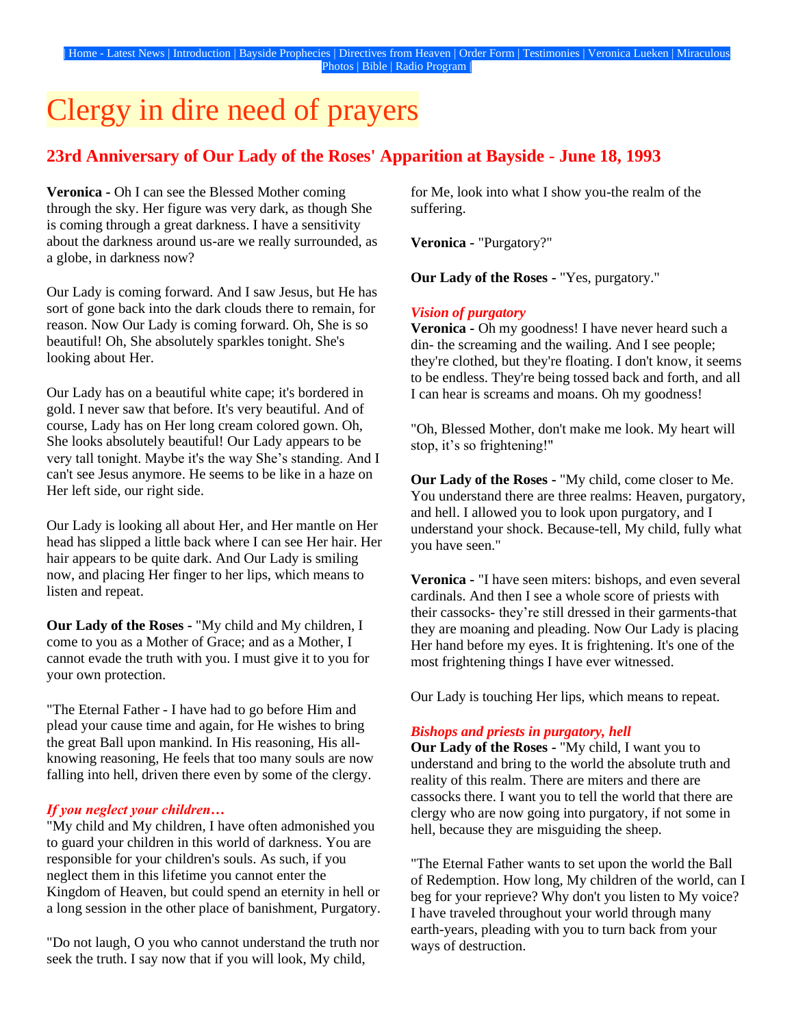| Home - Latest News | Introduction | Bayside Prophecies | Directives from Heaven | Order Form | Testimonies | Veronica Lueken | Miraculous Photos | Bible | Radio Program |

# Clergy in dire need of prayers

## 23rd Anniversary of Our Lady of the Roses' Apparition at Bayside - June 18, 1993

**Veronica -** Oh I can see the Blessed Mother coming through the sky. Her figure was very dark, as though She is coming through a great darkness. I have a sensitivity about the darkness around us-are we really surrounded, as a globe, in darkness now?

Our Lady is coming forward. And I saw Jesus, but He has sort of gone back into the dark clouds there to remain, for reason. Now Our Lady is coming forward. Oh, She is so beautiful! Oh, She absolutely sparkles tonight. She's looking about Her.

Our Lady has on a beautiful white cape; it's bordered in gold. I never saw that before. It's very beautiful. And of course, Lady has on Her long cream colored gown. Oh, She looks absolutely beautiful! Our Lady appears to be very tall tonight. Maybe it's the way She's standing. And I can't see Jesus anymore. He seems to be like in a haze on Her left side, our right side.

Our Lady is looking all about Her, and Her mantle on Her head has slipped a little back where I can see Her hair. Her hair appears to be quite dark. And Our Lady is smiling now, and placing Her finger to her lips, which means to listen and repeat.

**Our Lady of the Roses -** "My child and My children, I come to you as a Mother of Grace; and as a Mother, I cannot evade the truth with you. I must give it to you for your own protection.

"The Eternal Father - I have had to go before Him and plead your cause time and again, for He wishes to bring the great Ball upon mankind. In His reasoning, His all-knowing reasoning, He feels that too many souls are now falling into hell, driven there even by some of the clergy.

### *If you neglect your children…*

"My child and My children, I have often admonished you to guard your children in this world of darkness. You are responsible for your children's souls. As such, if you neglect them in this lifetime you cannot enter the Kingdom of Heaven, but could spend an eternity in hell or a long session in the other place of banishment, Purgatory.

"Do not laugh, O you who cannot understand the truth nor seek the truth. I say now that if you will look, My child, for Me, look into what I show you-the realm of the suffering.

**Veronica -** "Purgatory?"

**Our Lady of the Roses -** "Yes, purgatory."

### *Vision of purgatory*

**Veronica -** Oh my goodness! I have never heard such a din- the screaming and the wailing. And I see people; they're clothed, but they're floating. I don't know, it seems to be endless. They're being tossed back and forth, and all I can hear is screams and moans. Oh my goodness!

"Oh, Blessed Mother, don't make me look. My heart will stop, it's so frightening!"

**Our Lady of the Roses -** "My child, come closer to Me. You understand there are three realms: Heaven, purgatory, and hell. I allowed you to look upon purgatory, and I understand your shock. Because-tell, My child, fully what you have seen."

**Veronica -** "I have seen miters: bishops, and even several cardinals. And then I see a whole score of priests with their cassocks- they're still dressed in their garments-that they are moaning and pleading. Now Our Lady is placing Her hand before my eyes. It is frightening. It's one of the most frightening things I have ever witnessed.

Our Lady is touching Her lips, which means to repeat.

### *Bishops and priests in purgatory, hell*

**Our Lady of the Roses -** "My child, I want you to understand and bring to the world the absolute truth and reality of this realm. There are miters and there are cassocks there. I want you to tell the world that there are clergy who are now going into purgatory, if not some in hell, because they are misguiding the sheep.

"The Eternal Father wants to set upon the world the Ball of Redemption. How long, My children of the world, can I beg for your reprieve? Why don't you listen to My voice? I have traveled throughout your world through many earth-years, pleading with you to turn back from your ways of destruction.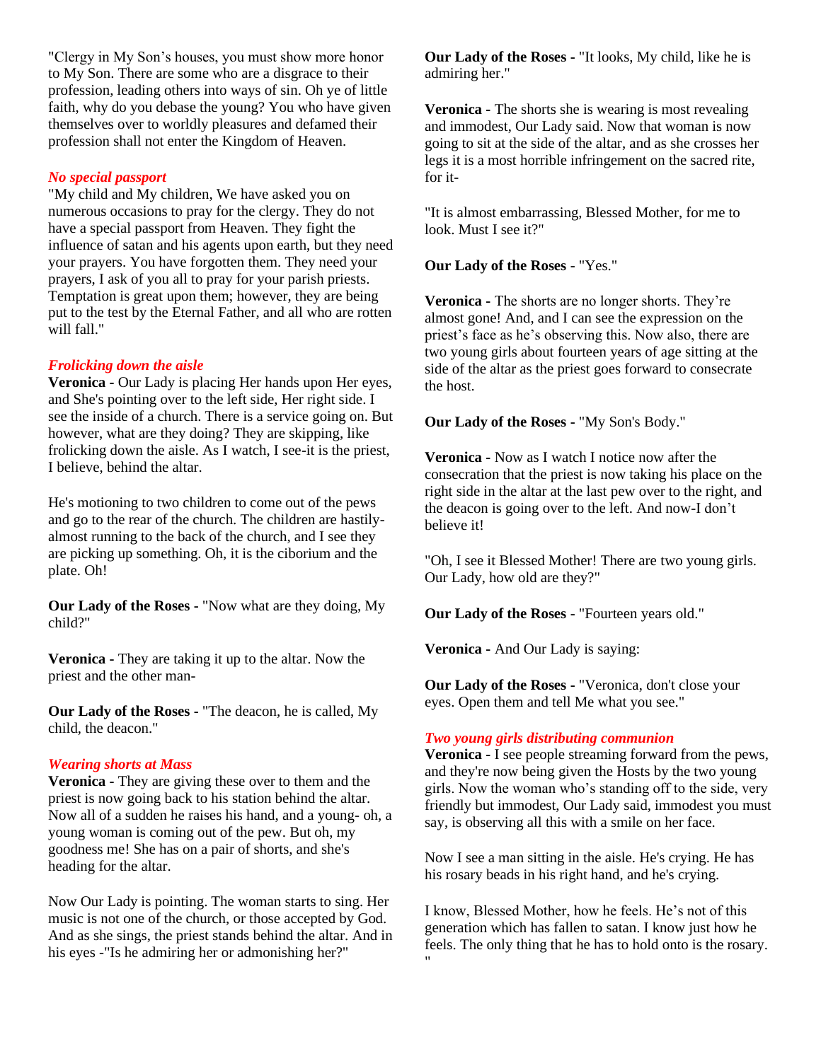"Clergy in My Son's houses, you must show more honor to My Son. There are some who are a disgrace to their profession, leading others into ways of sin. Oh ye of little faith, why do you debase the young? You who have given themselves over to worldly pleasures and defamed their profession shall not enter the Kingdom of Heaven.

### *No special passport*

"My child and My children, We have asked you on numerous occasions to pray for the clergy. They do not have a special passport from Heaven. They fight the influence of satan and his agents upon earth, but they need your prayers. You have forgotten them. They need your prayers, I ask of you all to pray for your parish priests. Temptation is great upon them; however, they are being put to the test by the Eternal Father, and all who are rotten will fall."

### *Frolicking down the aisle*

**Veronica** - Our Lady is placing Her hands upon Her eyes, and She's pointing over to the left side, Her right side. I see the inside of a church. There is a service going on. But however, what are they doing? They are skipping, like frolicking down the aisle. As I watch, I see-it is the priest, I believe, behind the altar.

He's motioning to two children to come out of the pews and go to the rear of the church. The children are hastily-almost running to the back of the church, and I see they are picking up something. Oh, it is the ciborium and the plate. Oh!

**Our Lady of the Roses** - "Now what are they doing, My child?"

**Veronica** - They are taking it up to the altar. Now the priest and the other man-

**Our Lady of the Roses** - "The deacon, he is called, My child, the deacon."

### *Wearing shorts at Mass*

**Veronica** - They are giving these over to them and the priest is now going back to his station behind the altar. Now all of a sudden he raises his hand, and a young- oh, a young woman is coming out of the pew. But oh, my goodness me! She has on a pair of shorts, and she's heading for the altar.

Now Our Lady is pointing. The woman starts to sing. Her music is not one of the church, or those accepted by God. And as she sings, the priest stands behind the altar. And in his eyes -"Is he admiring her or admonishing her?"

**Our Lady of the Roses** - "It looks, My child, like he is admiring her."

**Veronica** - The shorts she is wearing is most revealing and immodest, Our Lady said. Now that woman is now going to sit at the side of the altar, and as she crosses her legs it is a most horrible infringement on the sacred rite, for it-

"It is almost embarrassing, Blessed Mother, for me to look. Must I see it?"

**Our Lady of the Roses** - "Yes."

**Veronica** - The shorts are no longer shorts. They're almost gone! And, and I can see the expression on the priest's face as he's observing this. Now also, there are two young girls about fourteen years of age sitting at the side of the altar as the priest goes forward to consecrate the host.

**Our Lady of the Roses** - "My Son's Body."

**Veronica** - Now as I watch I notice now after the consecration that the priest is now taking his place on the right side in the altar at the last pew over to the right, and the deacon is going over to the left. And now-I don't believe it!

"Oh, I see it Blessed Mother! There are two young girls. Our Lady, how old are they?"

**Our Lady of the Roses** - "Fourteen years old."

**Veronica** - And Our Lady is saying:

**Our Lady of the Roses** - "Veronica, don't close your eyes. Open them and tell Me what you see."

### *Two young girls distributing communion*

**Veronica** - I see people streaming forward from the pews, and they're now being given the Hosts by the two young girls. Now the woman who's standing off to the side, very friendly but immodest, Our Lady said, immodest you must say, is observing all this with a smile on her face.

Now I see a man sitting in the aisle. He's crying. He has his rosary beads in his right hand, and he's crying.

I know, Blessed Mother, how he feels. He's not of this generation which has fallen to satan. I know just how he feels. The only thing that he has to hold onto is the rosary. "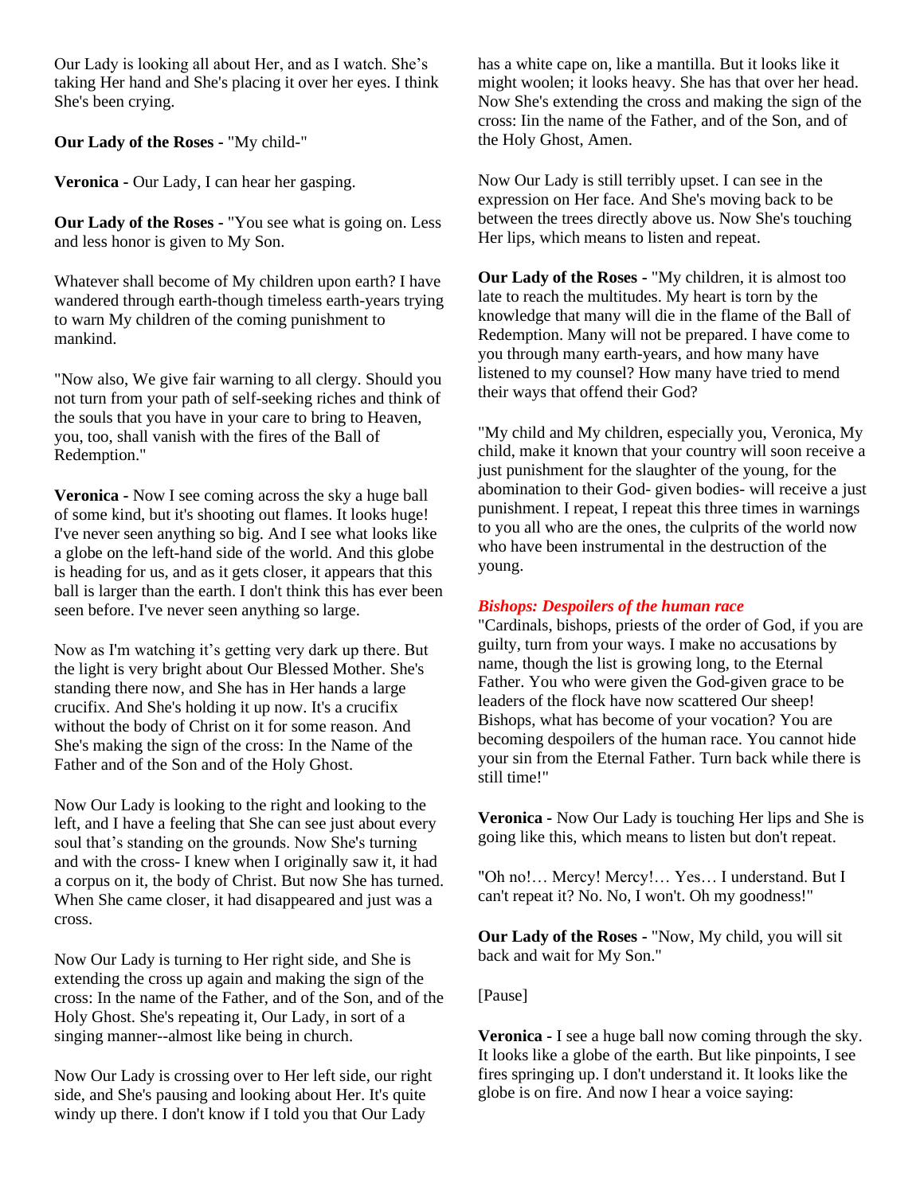Our Lady is looking all about Her, and as I watch. She's taking Her hand and She's placing it over her eyes. I think She's been crying.

**Our Lady of the Roses -** "My child-"

**Veronica -** Our Lady, I can hear her gasping.

**Our Lady of the Roses -** "You see what is going on. Less and less honor is given to My Son.

Whatever shall become of My children upon earth? I have wandered through earth-though timeless earth-years trying to warn My children of the coming punishment to mankind.

"Now also, We give fair warning to all clergy. Should you not turn from your path of self-seeking riches and think of the souls that you have in your care to bring to Heaven, you, too, shall vanish with the fires of the Ball of Redemption."

**Veronica -** Now I see coming across the sky a huge ball of some kind, but it's shooting out flames. It looks huge! I've never seen anything so big. And I see what looks like a globe on the left-hand side of the world. And this globe is heading for us, and as it gets closer, it appears that this ball is larger than the earth. I don't think this has ever been seen before. I've never seen anything so large.

Now as I'm watching it's getting very dark up there. But the light is very bright about Our Blessed Mother. She's standing there now, and She has in Her hands a large crucifix. And She's holding it up now. It's a crucifix without the body of Christ on it for some reason. And She's making the sign of the cross: In the Name of the Father and of the Son and of the Holy Ghost.

Now Our Lady is looking to the right and looking to the left, and I have a feeling that She can see just about every soul that's standing on the grounds. Now She's turning and with the cross- I knew when I originally saw it, it had a corpus on it, the body of Christ. But now She has turned. When She came closer, it had disappeared and just was a cross.

Now Our Lady is turning to Her right side, and She is extending the cross up again and making the sign of the cross: In the name of the Father, and of the Son, and of the Holy Ghost. She's repeating it, Our Lady, in sort of a singing manner--almost like being in church.

Now Our Lady is crossing over to Her left side, our right side, and She's pausing and looking about Her. It's quite windy up there. I don't know if I told you that Our Lady has a white cape on, like a mantilla. But it looks like it might woolen; it looks heavy. She has that over her head. Now She's extending the cross and making the sign of the cross: Iin the name of the Father, and of the Son, and of the Holy Ghost, Amen.

Now Our Lady is still terribly upset. I can see in the expression on Her face. And She's moving back to be between the trees directly above us. Now She's touching Her lips, which means to listen and repeat.

**Our Lady of the Roses -** "My children, it is almost too late to reach the multitudes. My heart is torn by the knowledge that many will die in the flame of the Ball of Redemption. Many will not be prepared. I have come to you through many earth-years, and how many have listened to my counsel? How many have tried to mend their ways that offend their God?

"My child and My children, especially you, Veronica, My child, make it known that your country will soon receive a just punishment for the slaughter of the young, for the abomination to their God- given bodies- will receive a just punishment. I repeat, I repeat this three times in warnings to you all who are the ones, the culprits of the world now who have been instrumental in the destruction of the young.

***Bishops: Despoilers of the human race***

"Cardinals, bishops, priests of the order of God, if you are guilty, turn from your ways. I make no accusations by name, though the list is growing long, to the Eternal Father. You who were given the God-given grace to be leaders of the flock have now scattered Our sheep! Bishops, what has become of your vocation? You are becoming despoilers of the human race. You cannot hide your sin from the Eternal Father. Turn back while there is still time!"

**Veronica -** Now Our Lady is touching Her lips and She is going like this, which means to listen but don't repeat.

"Oh no!… Mercy! Mercy!… Yes… I understand. But I can't repeat it? No. No, I won't. Oh my goodness!"

**Our Lady of the Roses -** "Now, My child, you will sit back and wait for My Son."

[Pause]

**Veronica -** I see a huge ball now coming through the sky. It looks like a globe of the earth. But like pinpoints, I see fires springing up. I don't understand it. It looks like the globe is on fire. And now I hear a voice saying: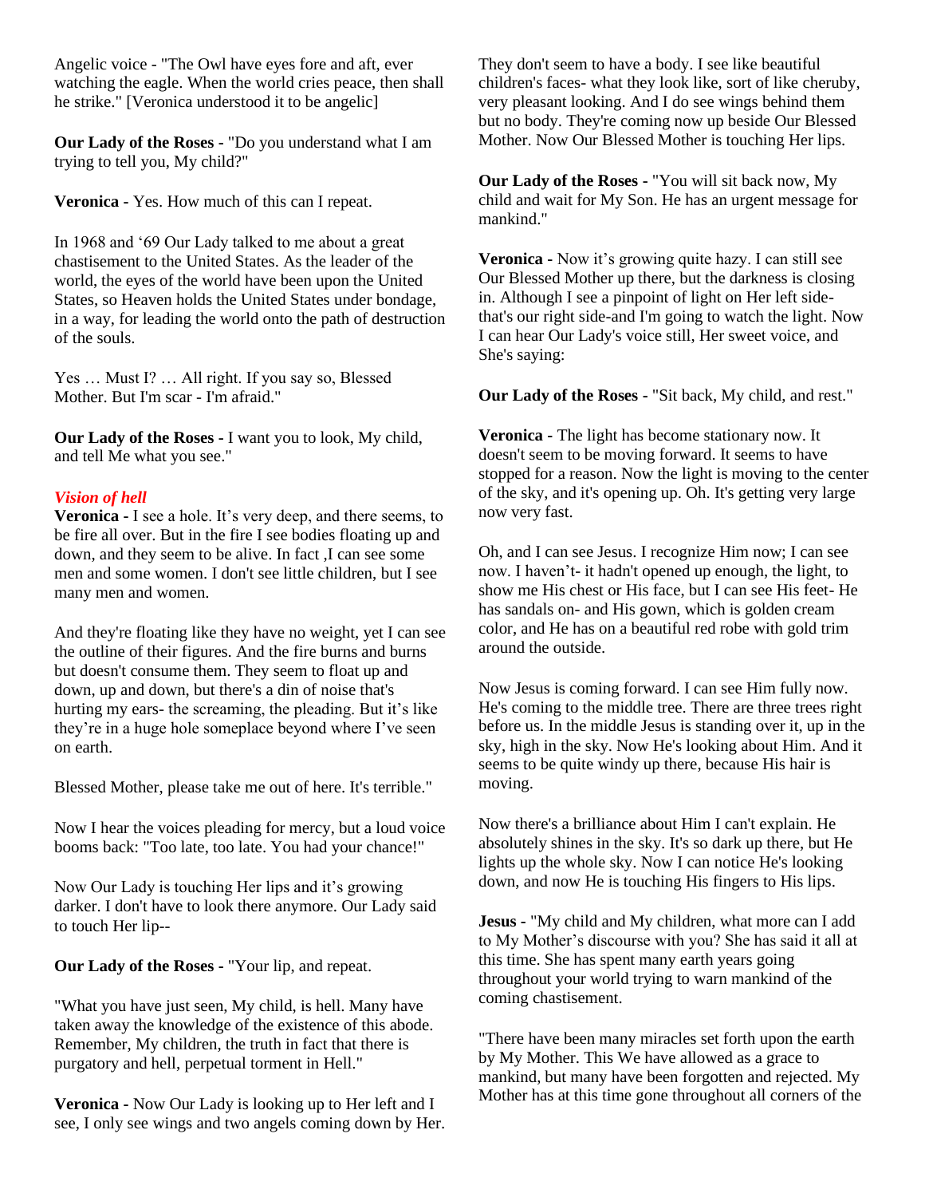Angelic voice - "The Owl have eyes fore and aft, ever watching the eagle. When the world cries peace, then shall he strike." [Veronica understood it to be angelic]

**Our Lady of the Roses -** "Do you understand what I am trying to tell you, My child?"

**Veronica -** Yes. How much of this can I repeat.

In 1968 and '69 Our Lady talked to me about a great chastisement to the United States. As the leader of the world, the eyes of the world have been upon the United States, so Heaven holds the United States under bondage, in a way, for leading the world onto the path of destruction of the souls.

Yes … Must I? … All right. If you say so, Blessed Mother. But I'm scar - I'm afraid."

**Our Lady of the Roses -** I want you to look, My child, and tell Me what you see."

***Vision of hell***

**Veronica -** I see a hole. It's very deep, and there seems, to be fire all over. But in the fire I see bodies floating up and down, and they seem to be alive. In fact ,I can see some men and some women. I don't see little children, but I see many men and women.

And they're floating like they have no weight, yet I can see the outline of their figures. And the fire burns and burns but doesn't consume them. They seem to float up and down, up and down, but there's a din of noise that's hurting my ears- the screaming, the pleading. But it's like they're in a huge hole someplace beyond where I've seen on earth.

Blessed Mother, please take me out of here. It's terrible."

Now I hear the voices pleading for mercy, but a loud voice booms back: "Too late, too late. You had your chance!"

Now Our Lady is touching Her lips and it's growing darker. I don't have to look there anymore. Our Lady said to touch Her lip--

**Our Lady of the Roses** - "Your lip, and repeat.

"What you have just seen, My child, is hell. Many have taken away the knowledge of the existence of this abode. Remember, My children, the truth in fact that there is purgatory and hell, perpetual torment in Hell."

**Veronica** - Now Our Lady is looking up to Her left and I see, I only see wings and two angels coming down by Her. They don't seem to have a body. I see like beautiful children's faces- what they look like, sort of like cheruby, very pleasant looking. And I do see wings behind them but no body. They're coming now up beside Our Blessed Mother. Now Our Blessed Mother is touching Her lips.

**Our Lady of the Roses** - "You will sit back now, My child and wait for My Son. He has an urgent message for mankind."

**Veronica** - Now it's growing quite hazy. I can still see Our Blessed Mother up there, but the darkness is closing in. Although I see a pinpoint of light on Her left side- that's our right side-and I'm going to watch the light. Now I can hear Our Lady's voice still, Her sweet voice, and She's saying:

**Our Lady of the Roses** - "Sit back, My child, and rest."

**Veronica** - The light has become stationary now. It doesn't seem to be moving forward. It seems to have stopped for a reason. Now the light is moving to the center of the sky, and it's opening up. Oh. It's getting very large now very fast.

Oh, and I can see Jesus. I recognize Him now; I can see now. I haven't- it hadn't opened up enough, the light, to show me His chest or His face, but I can see His feet- He has sandals on- and His gown, which is golden cream color, and He has on a beautiful red robe with gold trim around the outside.

Now Jesus is coming forward. I can see Him fully now. He's coming to the middle tree. There are three trees right before us. In the middle Jesus is standing over it, up in the sky, high in the sky. Now He's looking about Him. And it seems to be quite windy up there, because His hair is moving.

Now there's a brilliance about Him I can't explain. He absolutely shines in the sky. It's so dark up there, but He lights up the whole sky. Now I can notice He's looking down, and now He is touching His fingers to His lips.

**Jesus -** "My child and My children, what more can I add to My Mother's discourse with you? She has said it all at this time. She has spent many earth years going throughout your world trying to warn mankind of the coming chastisement.

"There have been many miracles set forth upon the earth by My Mother. This We have allowed as a grace to mankind, but many have been forgotten and rejected. My Mother has at this time gone throughout all corners of the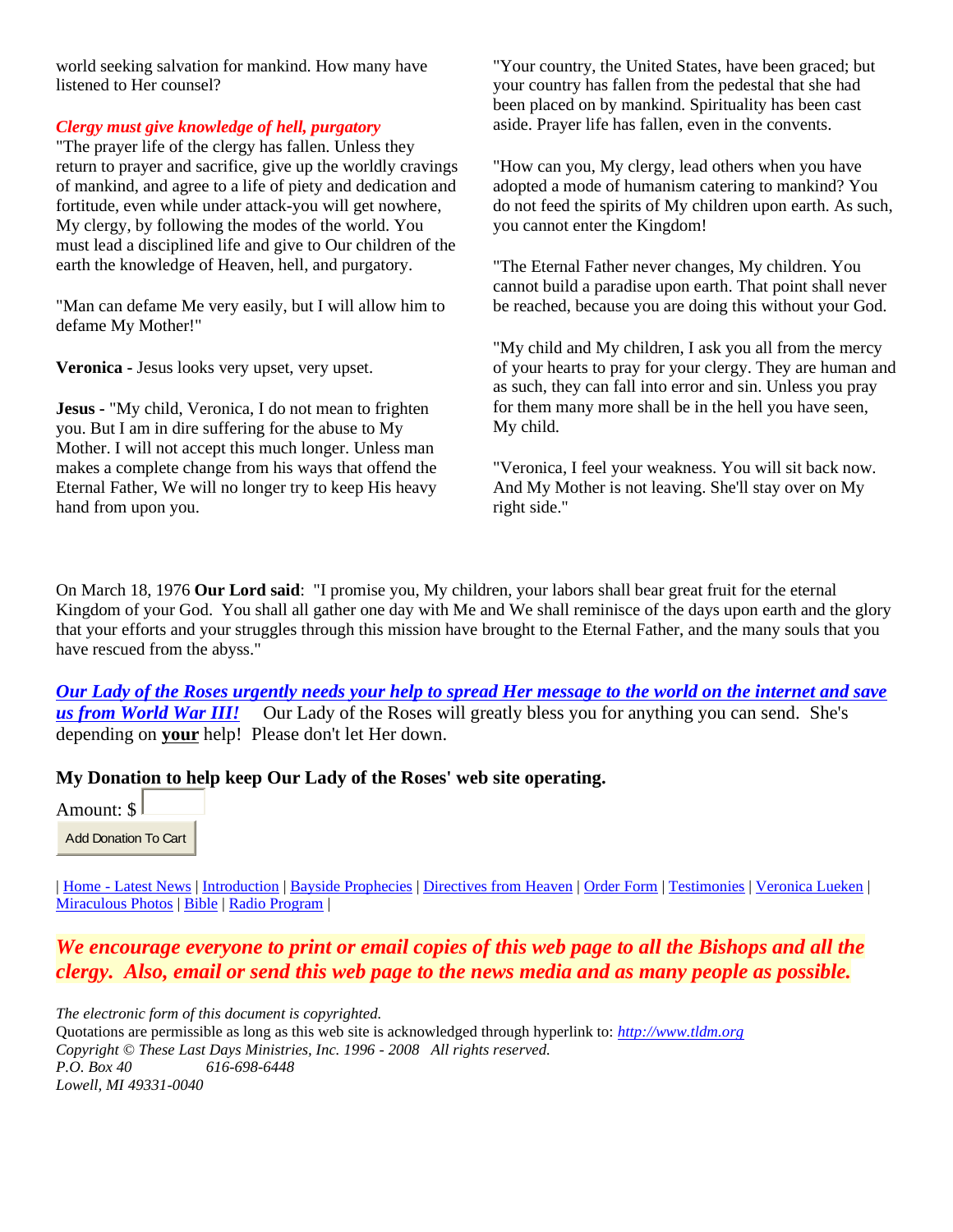world seeking salvation for mankind. How many have listened to Her counsel?

***Clergy must give knowledge of hell, purgatory***

"The prayer life of the clergy has fallen. Unless they return to prayer and sacrifice, give up the worldly cravings of mankind, and agree to a life of piety and dedication and fortitude, even while under attack-you will get nowhere, My clergy, by following the modes of the world. You must lead a disciplined life and give to Our children of the earth the knowledge of Heaven, hell, and purgatory.

"Man can defame Me very easily, but I will allow him to defame My Mother!"

**Veronica -** Jesus looks very upset, very upset.

**Jesus -** "My child, Veronica, I do not mean to frighten you. But I am in dire suffering for the abuse to My Mother. I will not accept this much longer. Unless man makes a complete change from his ways that offend the Eternal Father, We will no longer try to keep His heavy hand from upon you.

"Your country, the United States, have been graced; but your country has fallen from the pedestal that she had been placed on by mankind. Spirituality has been cast aside. Prayer life has fallen, even in the convents.

"How can you, My clergy, lead others when you have adopted a mode of humanism catering to mankind? You do not feed the spirits of My children upon earth. As such, you cannot enter the Kingdom!

"The Eternal Father never changes, My children. You cannot build a paradise upon earth. That point shall never be reached, because you are doing this without your God.

"My child and My children, I ask you all from the mercy of your hearts to pray for your clergy. They are human and as such, they can fall into error and sin. Unless you pray for them many more shall be in the hell you have seen, My child.

"Veronica, I feel your weakness. You will sit back now. And My Mother is not leaving. She'll stay over on My right side."

On March 18, 1976 **Our Lord said**: "I promise you, My children, your labors shall bear great fruit for the eternal Kingdom of your God. You shall all gather one day with Me and We shall reminisce of the days upon earth and the glory that your efforts and your struggles through this mission have brought to the Eternal Father, and the many souls that you have rescued from the abyss."

***Our Lady of the Roses urgently needs your help to spread Her message to the world on the internet and save us from World War III!*** Our Lady of the Roses will greatly bless you for anything you can send. She's depending on **your** help! Please don't let Her down.

**My Donation to help keep Our Lady of the Roses' web site operating.**

Amount: $

Add Donation To Cart

| Home - Latest News | Introduction | Bayside Prophecies | Directives from Heaven | Order Form | Testimonies | Veronica Lueken | Miraculous Photos | Bible | Radio Program |

***We encourage everyone to print or email copies of this web page to all the Bishops and all the clergy. Also, email or send this web page to the news media and as many people as possible.***

*The electronic form of this document is copyrighted.*
Quotations are permissible as long as this web site is acknowledged through hyperlink to: *http://www.tldm.org*
*Copyright © These Last Days Ministries, Inc. 1996 - 2008 All rights reserved.*
*P.O. Box 40 616-698-6448*
*Lowell, MI 49331-0040*